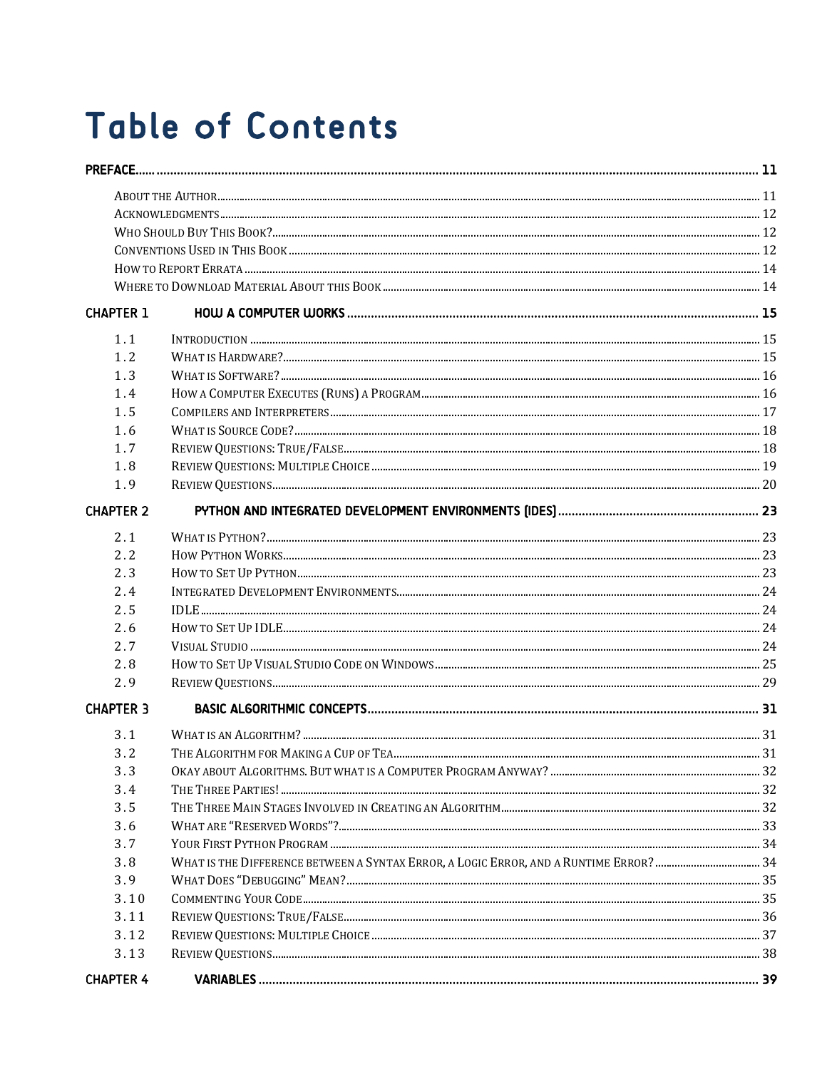# Table of Contents

**PREFACE...... 11**

- About the Author ... 11
- Acknowledgments ... 12
- Who Should Buy This Book? ... 12
- Conventions Used in This Book ... 12
- How to Report Errata ... 14
- Where to Download Material About this Book ... 14

**CHAPTER 1 HOW A COMPUTER WORKS ... 15**

- 1.1 Introduction ... 15
- 1.2 What is Hardware? ... 15
- 1.3 What is Software? ... 16
- 1.4 How a Computer Executes (Runs) a Program ... 16
- 1.5 Compilers and Interpreters ... 17
- 1.6 What is Source Code? ... 18
- 1.7 Review Questions: True/False ... 18
- 1.8 Review Questions: Multiple Choice ... 19
- 1.9 Review Questions ... 20

**CHAPTER 2 PYTHON AND INTEGRATED DEVELOPMENT ENVIRONMENTS (IDES) ... 23**

- 2.1 What is Python? ... 23
- 2.2 How Python Works ... 23
- 2.3 How to Set Up Python ... 23
- 2.4 Integrated Development Environments ... 24
- 2.5 IDLE ... 24
- 2.6 How to Set Up IDLE ... 24
- 2.7 Visual Studio ... 24
- 2.8 How to Set Up Visual Studio Code on Windows ... 25
- 2.9 Review Questions ... 29

**CHAPTER 3 BASIC ALGORITHMIC CONCEPTS ... 31**

- 3.1 What is an Algorithm? ... 31
- 3.2 The Algorithm for Making a Cup of Tea ... 31
- 3.3 Okay About Algorithms. But What is a Computer Program Anyway? ... 32
- 3.4 The Three Parties! ... 32
- 3.5 The Three Main Stages Involved in Creating an Algorithm ... 32
- 3.6 What are "Reserved Words"? ... 33
- 3.7 Your First Python Program ... 34
- 3.8 What is the Difference Between a Syntax Error, a Logic Error, and a Runtime Error? ... 34
- 3.9 What Does "Debugging" Mean? ... 35
- 3.10 Commenting Your Code ... 35
- 3.11 Review Questions: True/False ... 36
- 3.12 Review Questions: Multiple Choice ... 37
- 3.13 Review Questions ... 38

**CHAPTER 4 VARIABLES ... 39**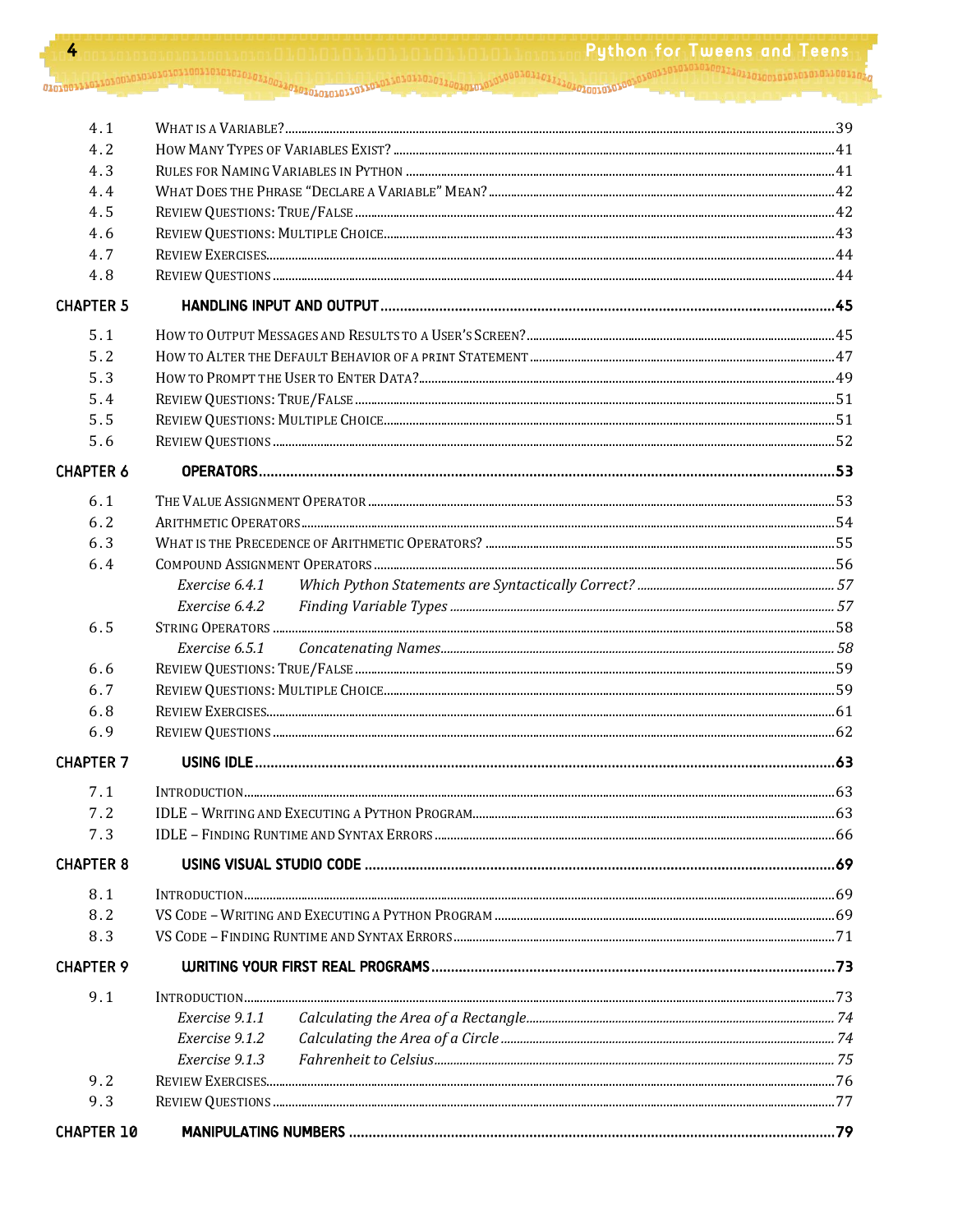| | | |
|---|---|---|
| 4.1 | What is a Variable? | 39 |
| 4.2 | How Many Types of Variables Exist? | 41 |
| 4.3 | Rules for Naming Variables in Python | 41 |
| 4.4 | What Does the Phrase "Declare a Variable" Mean? | 42 |
| 4.5 | Review Questions: True/False | 42 |
| 4.6 | Review Questions: Multiple Choice | 43 |
| 4.7 | Review Exercises | 44 |
| 4.8 | Review Questions | 44 |
| **Chapter 5** | **Handling Input and Output** | **45** |
| 5.1 | How to Output Messages and Results to a User's Screen? | 45 |
| 5.2 | How to Alter the Default Behavior of a print Statement | 47 |
| 5.3 | How to Prompt the User to Enter Data? | 49 |
| 5.4 | Review Questions: True/False | 51 |
| 5.5 | Review Questions: Multiple Choice | 51 |
| 5.6 | Review Questions | 52 |
| **Chapter 6** | **Operators** | **53** |
| 6.1 | The Value Assignment Operator | 53 |
| 6.2 | Arithmetic Operators | 54 |
| 6.3 | What is the Precedence of Arithmetic Operators? | 55 |
| 6.4 | Compound Assignment Operators | 56 |
| | *Exercise 6.4.1 Which Python Statements are Syntactically Correct?* | *57* |
| | *Exercise 6.4.2 Finding Variable Types* | *57* |
| 6.5 | String Operators | 58 |
| | *Exercise 6.5.1 Concatenating Names* | *58* |
| 6.6 | Review Questions: True/False | 59 |
| 6.7 | Review Questions: Multiple Choice | 59 |
| 6.8 | Review Exercises | 61 |
| 6.9 | Review Questions | 62 |
| **Chapter 7** | **Using IDLE** | **63** |
| 7.1 | Introduction | 63 |
| 7.2 | IDLE – Writing and Executing a Python Program | 63 |
| 7.3 | IDLE – Finding Runtime and Syntax Errors | 66 |
| **Chapter 8** | **Using Visual Studio Code** | **69** |
| 8.1 | Introduction | 69 |
| 8.2 | VS Code – Writing and Executing a Python Program | 69 |
| 8.3 | VS Code – Finding Runtime and Syntax Errors | 71 |
| **Chapter 9** | **Writing Your First Real Programs** | **73** |
| 9.1 | Introduction | 73 |
| | *Exercise 9.1.1 Calculating the Area of a Rectangle* | *74* |
| | *Exercise 9.1.2 Calculating the Area of a Circle* | *74* |
| | *Exercise 9.1.3 Fahrenheit to Celsius* | *75* |
| 9.2 | Review Exercises | 76 |
| 9.3 | Review Questions | 77 |
| **Chapter 10** | **Manipulating Numbers** | **79** |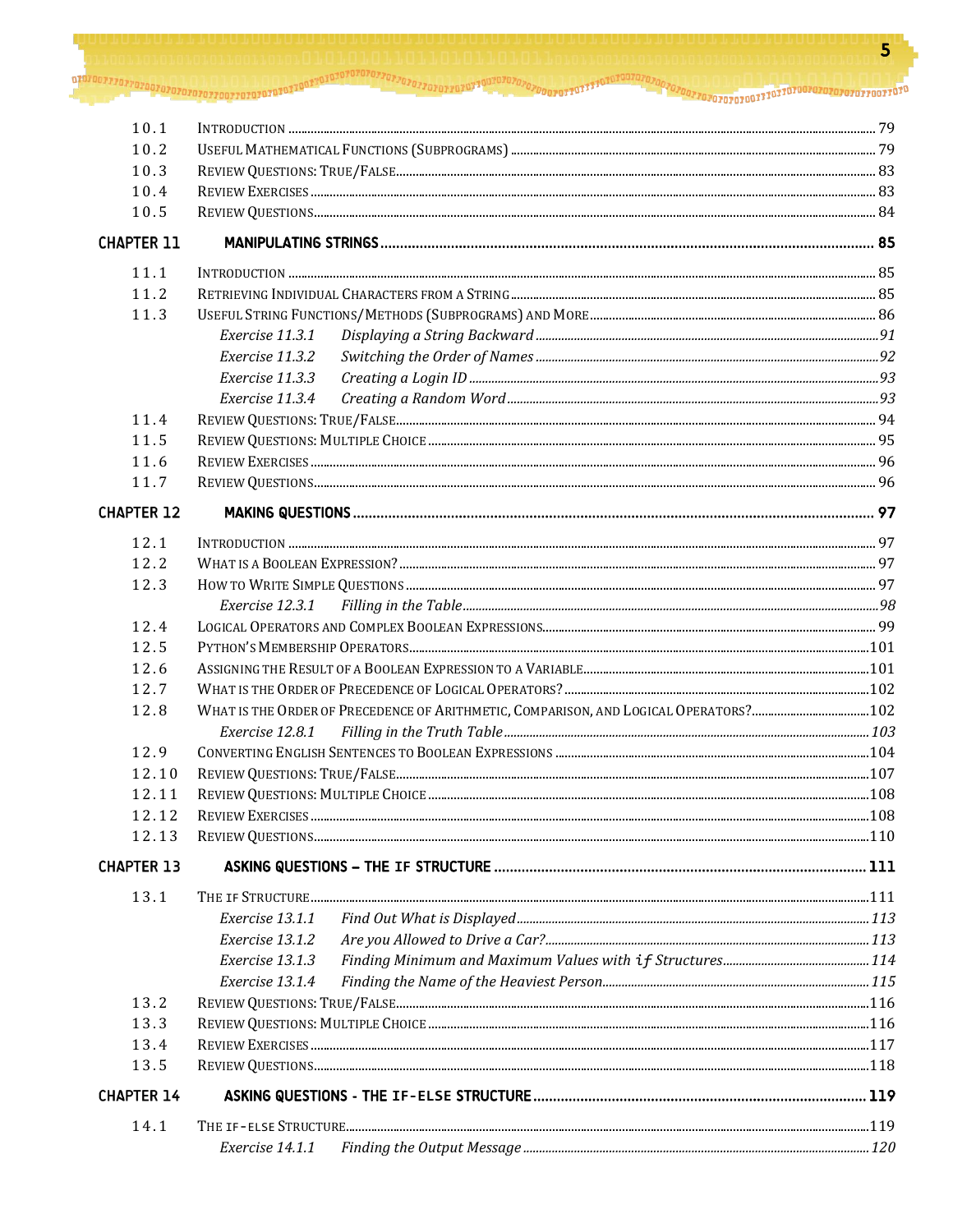| | | |
|---|---|---|
| 10.1 | Introduction | 79 |
| 10.2 | Useful Mathematical Functions (Subprograms) | 79 |
| 10.3 | Review Questions: True/False | 83 |
| 10.4 | Review Exercises | 83 |
| 10.5 | Review Questions | 84 |

## Chapter 11 Manipulating Strings ... 85

| | | |
|---|---|---|
| 11.1 | Introduction | 85 |
| 11.2 | Retrieving Individual Characters from a String | 85 |
| 11.3 | Useful String Functions/Methods (Subprograms) and More | 86 |
| | *Exercise 11.3.1 Displaying a String Backward* | *91* |
| | *Exercise 11.3.2 Switching the Order of Names* | *92* |
| | *Exercise 11.3.3 Creating a Login ID* | *93* |
| | *Exercise 11.3.4 Creating a Random Word* | *93* |
| 11.4 | Review Questions: True/False | 94 |
| 11.5 | Review Questions: Multiple Choice | 95 |
| 11.6 | Review Exercises | 96 |
| 11.7 | Review Questions | 96 |

## Chapter 12 Making Questions ... 97

| | | |
|---|---|---|
| 12.1 | Introduction | 97 |
| 12.2 | What is a Boolean Expression? | 97 |
| 12.3 | How to Write Simple Questions | 97 |
| | *Exercise 12.3.1 Filling in the Table* | *98* |
| 12.4 | Logical Operators and Complex Boolean Expressions | 99 |
| 12.5 | Python's Membership Operators | 101 |
| 12.6 | Assigning the Result of a Boolean Expression to a Variable | 101 |
| 12.7 | What is the Order of Precedence of Logical Operators? | 102 |
| 12.8 | What is the Order of Precedence of Arithmetic, Comparison, and Logical Operators? | 102 |
| | *Exercise 12.8.1 Filling in the Truth Table* | *103* |
| 12.9 | Converting English Sentences to Boolean Expressions | 104 |
| 12.10 | Review Questions: True/False | 107 |
| 12.11 | Review Questions: Multiple Choice | 108 |
| 12.12 | Review Exercises | 108 |
| 12.13 | Review Questions | 110 |

## Chapter 13 Asking Questions – The `if` Structure ... 111

| | | |
|---|---|---|
| 13.1 | The `if` Structure | 111 |
| | *Exercise 13.1.1 Find Out What is Displayed* | *113* |
| | *Exercise 13.1.2 Are you Allowed to Drive a Car?* | *113* |
| | *Exercise 13.1.3 Finding Minimum and Maximum Values with `if` Structures* | *114* |
| | *Exercise 13.1.4 Finding the Name of the Heaviest Person* | *115* |
| 13.2 | Review Questions: True/False | 116 |
| 13.3 | Review Questions: Multiple Choice | 116 |
| 13.4 | Review Exercises | 117 |
| 13.5 | Review Questions | 118 |

## Chapter 14 Asking Questions - The `if-else` Structure ... 119

| | | |
|---|---|---|
| 14.1 | The `if-else` Structure | 119 |
| | *Exercise 14.1.1 Finding the Output Message* | *120* |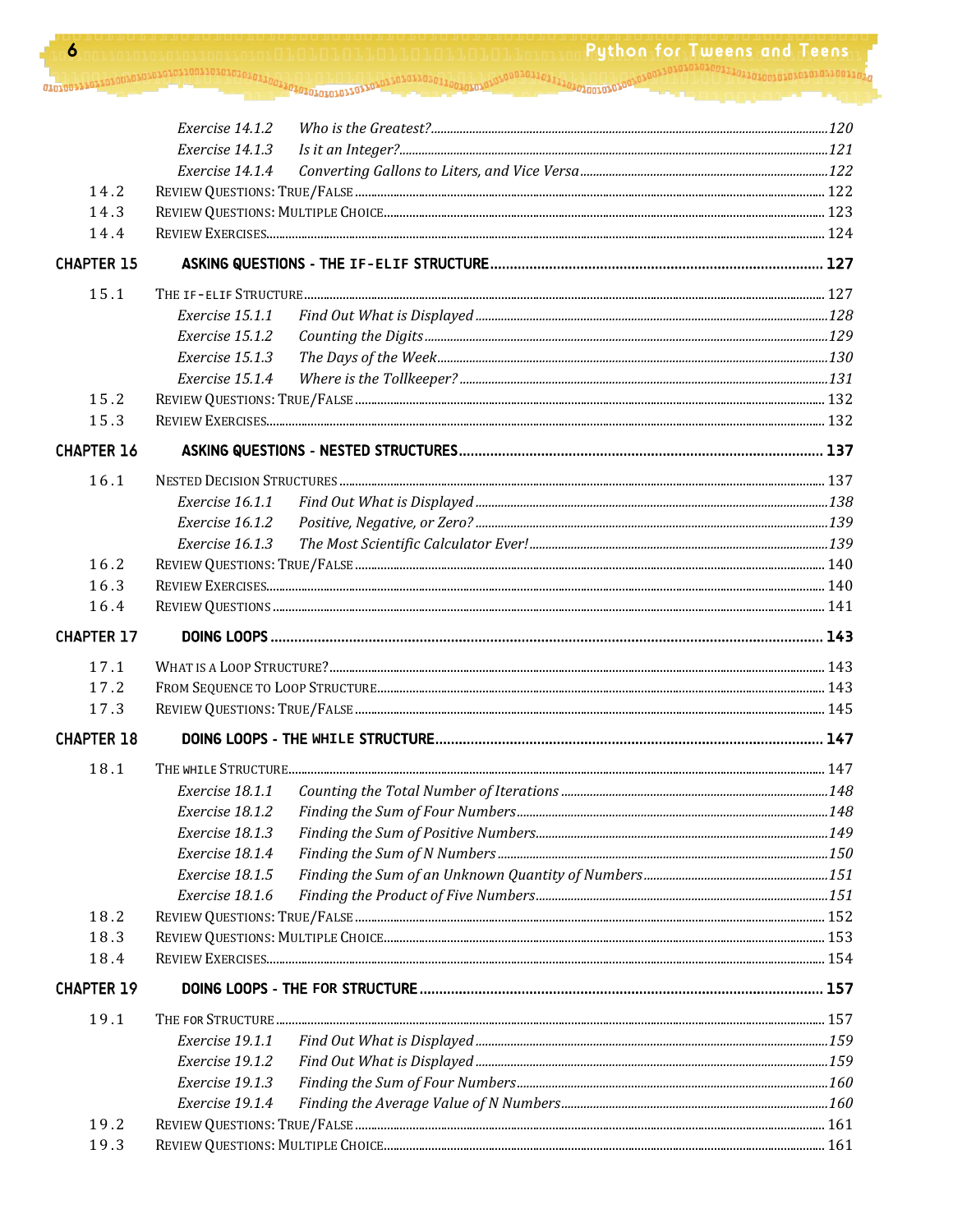| | | | |
|---|---|---|---|
| | *Exercise 14.1.2* | *Who is the Greatest?* | *120* |
| | *Exercise 14.1.3* | *Is it an Integer?* | *121* |
| | *Exercise 14.1.4* | *Converting Gallons to Liters, and Vice Versa* | *122* |
| 14.2 | REVIEW QUESTIONS: TRUE/FALSE | | 122 |
| 14.3 | REVIEW QUESTIONS: MULTIPLE CHOICE | | 123 |
| 14.4 | REVIEW EXERCISES | | 124 |
| **CHAPTER 15** | **ASKING QUESTIONS - THE `IF-ELIF` STRUCTURE** | | **127** |
| 15.1 | THE `IF-ELIF` STRUCTURE | | 127 |
| | *Exercise 15.1.1* | *Find Out What is Displayed* | *128* |
| | *Exercise 15.1.2* | *Counting the Digits* | *129* |
| | *Exercise 15.1.3* | *The Days of the Week* | *130* |
| | *Exercise 15.1.4* | *Where is the Tollkeeper?* | *131* |
| 15.2 | REVIEW QUESTIONS: TRUE/FALSE | | 132 |
| 15.3 | REVIEW EXERCISES | | 132 |
| **CHAPTER 16** | **ASKING QUESTIONS - NESTED STRUCTURES** | | **137** |
| 16.1 | NESTED DECISION STRUCTURES | | 137 |
| | *Exercise 16.1.1* | *Find Out What is Displayed* | *138* |
| | *Exercise 16.1.2* | *Positive, Negative, or Zero?* | *139* |
| | *Exercise 16.1.3* | *The Most Scientific Calculator Ever!* | *139* |
| 16.2 | REVIEW QUESTIONS: TRUE/FALSE | | 140 |
| 16.3 | REVIEW EXERCISES | | 140 |
| 16.4 | REVIEW QUESTIONS | | 141 |
| **CHAPTER 17** | **DOING LOOPS** | | **143** |
| 17.1 | WHAT IS A LOOP STRUCTURE? | | 143 |
| 17.2 | FROM SEQUENCE TO LOOP STRUCTURE | | 143 |
| 17.3 | REVIEW QUESTIONS: TRUE/FALSE | | 145 |
| **CHAPTER 18** | **DOING LOOPS - THE `WHILE` STRUCTURE** | | **147** |
| 18.1 | THE `WHILE` STRUCTURE | | 147 |
| | *Exercise 18.1.1* | *Counting the Total Number of Iterations* | *148* |
| | *Exercise 18.1.2* | *Finding the Sum of Four Numbers* | *148* |
| | *Exercise 18.1.3* | *Finding the Sum of Positive Numbers* | *149* |
| | *Exercise 18.1.4* | *Finding the Sum of N Numbers* | *150* |
| | *Exercise 18.1.5* | *Finding the Sum of an Unknown Quantity of Numbers* | *151* |
| | *Exercise 18.1.6* | *Finding the Product of Five Numbers* | *151* |
| 18.2 | REVIEW QUESTIONS: TRUE/FALSE | | 152 |
| 18.3 | REVIEW QUESTIONS: MULTIPLE CHOICE | | 153 |
| 18.4 | REVIEW EXERCISES | | 154 |
| **CHAPTER 19** | **DOING LOOPS - THE `FOR` STRUCTURE** | | **157** |
| 19.1 | THE `FOR` STRUCTURE | | 157 |
| | *Exercise 19.1.1* | *Find Out What is Displayed* | *159* |
| | *Exercise 19.1.2* | *Find Out What is Displayed* | *159* |
| | *Exercise 19.1.3* | *Finding the Sum of Four Numbers* | *160* |
| | *Exercise 19.1.4* | *Finding the Average Value of N Numbers* | *160* |
| 19.2 | REVIEW QUESTIONS: TRUE/FALSE | | 161 |
| 19.3 | REVIEW QUESTIONS: MULTIPLE CHOICE | | 161 |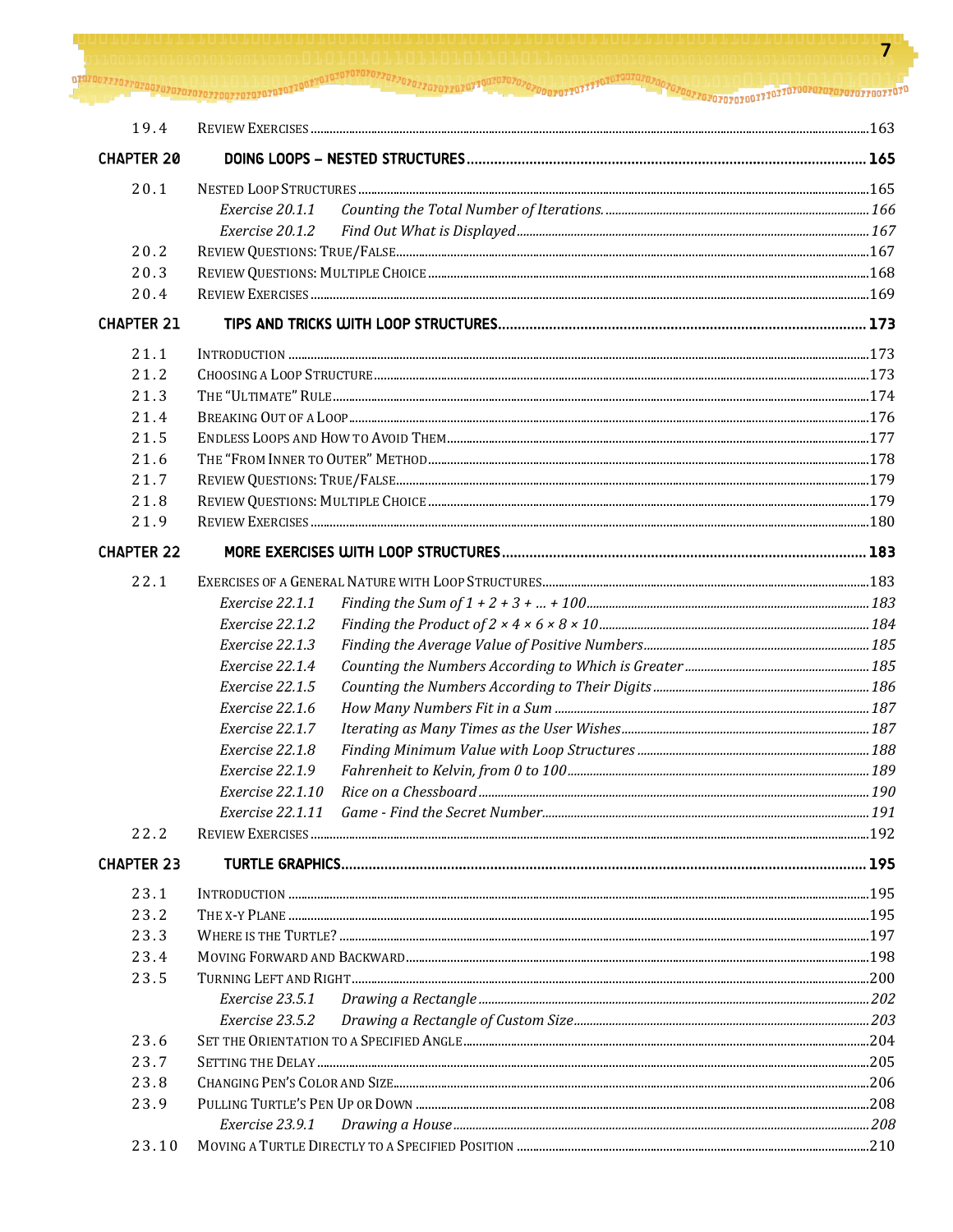| | | |
|---|---|---|
| 19.4 | Review Exercises | 163 |
| **Chapter 20** | **Doing Loops – Nested Structures** | **165** |
| 20.1 | Nested Loop Structures | 165 |
| | *Exercise 20.1.1 Counting the Total Number of Iterations.* | *166* |
| | *Exercise 20.1.2 Find Out What is Displayed* | *167* |
| 20.2 | Review Questions: True/False | 167 |
| 20.3 | Review Questions: Multiple Choice | 168 |
| 20.4 | Review Exercises | 169 |
| **Chapter 21** | **Tips and Tricks with Loop Structures** | **173** |
| 21.1 | Introduction | 173 |
| 21.2 | Choosing a Loop Structure | 173 |
| 21.3 | The "Ultimate" Rule | 174 |
| 21.4 | Breaking Out of a Loop | 176 |
| 21.5 | Endless Loops and How to Avoid Them | 177 |
| 21.6 | The "From Inner to Outer" Method | 178 |
| 21.7 | Review Questions: True/False | 179 |
| 21.8 | Review Questions: Multiple Choice | 179 |
| 21.9 | Review Exercises | 180 |
| **Chapter 22** | **More Exercises with Loop Structures** | **183** |
| 22.1 | Exercises of a General Nature with Loop Structures | 183 |
| | *Exercise 22.1.1 Finding the Sum of 1 + 2 + 3 + … + 100* | *183* |
| | *Exercise 22.1.2 Finding the Product of 2 × 4 × 6 × 8 × 10* | *184* |
| | *Exercise 22.1.3 Finding the Average Value of Positive Numbers* | *185* |
| | *Exercise 22.1.4 Counting the Numbers According to Which is Greater* | *185* |
| | *Exercise 22.1.5 Counting the Numbers According to Their Digits* | *186* |
| | *Exercise 22.1.6 How Many Numbers Fit in a Sum* | *187* |
| | *Exercise 22.1.7 Iterating as Many Times as the User Wishes* | *187* |
| | *Exercise 22.1.8 Finding Minimum Value with Loop Structures* | *188* |
| | *Exercise 22.1.9 Fahrenheit to Kelvin, from 0 to 100* | *189* |
| | *Exercise 22.1.10 Rice on a Chessboard* | *190* |
| | *Exercise 22.1.11 Game - Find the Secret Number* | *191* |
| 22.2 | Review Exercises | 192 |
| **Chapter 23** | **Turtle Graphics** | **195** |
| 23.1 | Introduction | 195 |
| 23.2 | The x-y Plane | 195 |
| 23.3 | Where is the Turtle? | 197 |
| 23.4 | Moving Forward and Backward | 198 |
| 23.5 | Turning Left and Right | 200 |
| | *Exercise 23.5.1 Drawing a Rectangle* | *202* |
| | *Exercise 23.5.2 Drawing a Rectangle of Custom Size* | *203* |
| 23.6 | Set the Orientation to a Specified Angle | 204 |
| 23.7 | Setting the Delay | 205 |
| 23.8 | Changing Pen's Color and Size | 206 |
| 23.9 | Pulling Turtle's Pen Up or Down | 208 |
| | *Exercise 23.9.1 Drawing a House* | *208* |
| 23.10 | Moving a Turtle Directly to a Specified Position | 210 |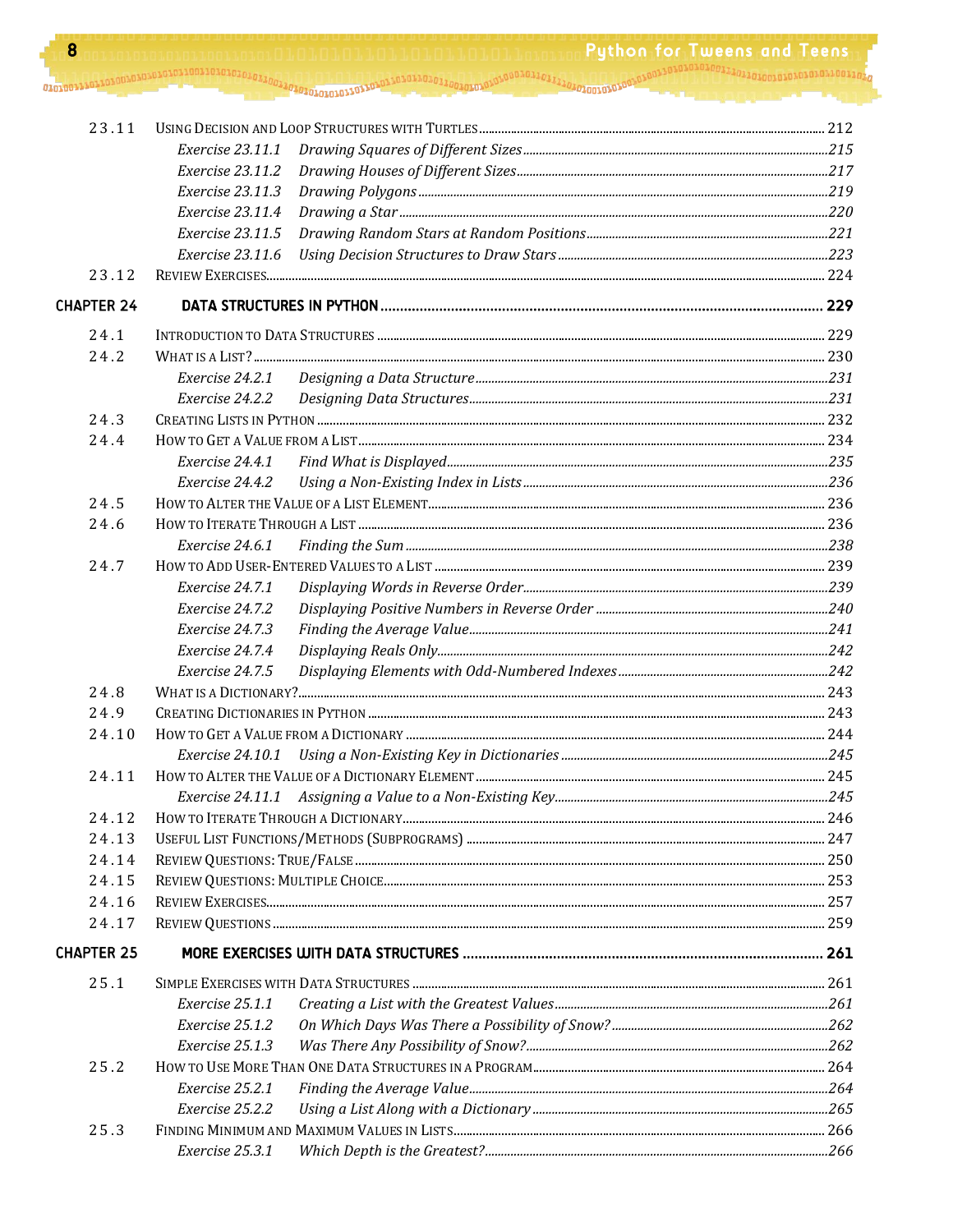| | | |
|---|---|---|
| 23.11 | Using Decision and Loop Structures with Turtles | 212 |
| | *Exercise 23.11.1 Drawing Squares of Different Sizes* | *215* |
| | *Exercise 23.11.2 Drawing Houses of Different Sizes* | *217* |
| | *Exercise 23.11.3 Drawing Polygons* | *219* |
| | *Exercise 23.11.4 Drawing a Star* | *220* |
| | *Exercise 23.11.5 Drawing Random Stars at Random Positions* | *221* |
| | *Exercise 23.11.6 Using Decision Structures to Draw Stars* | *223* |
| 23.12 | Review Exercises | 224 |
| **CHAPTER 24** | **DATA STRUCTURES IN PYTHON** | **229** |
| 24.1 | Introduction to Data Structures | 229 |
| 24.2 | What is a List? | 230 |
| | *Exercise 24.2.1 Designing a Data Structure* | *231* |
| | *Exercise 24.2.2 Designing Data Structures* | *231* |
| 24.3 | Creating Lists in Python | 232 |
| 24.4 | How to Get a Value from a List | 234 |
| | *Exercise 24.4.1 Find What is Displayed* | *235* |
| | *Exercise 24.4.2 Using a Non-Existing Index in Lists* | *236* |
| 24.5 | How to Alter the Value of a List Element | 236 |
| 24.6 | How to Iterate Through a List | 236 |
| | *Exercise 24.6.1 Finding the Sum* | *238* |
| 24.7 | How to Add User-Entered Values to a List | 239 |
| | *Exercise 24.7.1 Displaying Words in Reverse Order* | *239* |
| | *Exercise 24.7.2 Displaying Positive Numbers in Reverse Order* | *240* |
| | *Exercise 24.7.3 Finding the Average Value* | *241* |
| | *Exercise 24.7.4 Displaying Reals Only* | *242* |
| | *Exercise 24.7.5 Displaying Elements with Odd-Numbered Indexes* | *242* |
| 24.8 | What is a Dictionary? | 243 |
| 24.9 | Creating Dictionaries in Python | 243 |
| 24.10 | How to Get a Value from a Dictionary | 244 |
| | *Exercise 24.10.1 Using a Non-Existing Key in Dictionaries* | *245* |
| 24.11 | How to Alter the Value of a Dictionary Element | 245 |
| | *Exercise 24.11.1 Assigning a Value to a Non-Existing Key* | *245* |
| 24.12 | How to Iterate Through a Dictionary | 246 |
| 24.13 | Useful List Functions/Methods (Subprograms) | 247 |
| 24.14 | Review Questions: True/False | 250 |
| 24.15 | Review Questions: Multiple Choice | 253 |
| 24.16 | Review Exercises | 257 |
| 24.17 | Review Questions | 259 |
| **CHAPTER 25** | **MORE EXERCISES WITH DATA STRUCTURES** | **261** |
| 25.1 | Simple Exercises with Data Structures | 261 |
| | *Exercise 25.1.1 Creating a List with the Greatest Values* | *261* |
| | *Exercise 25.1.2 On Which Days Was There a Possibility of Snow?* | *262* |
| | *Exercise 25.1.3 Was There Any Possibility of Snow?* | *262* |
| 25.2 | How to Use More Than One Data Structures in a Program | 264 |
| | *Exercise 25.2.1 Finding the Average Value* | *264* |
| | *Exercise 25.2.2 Using a List Along with a Dictionary* | *265* |
| 25.3 | Finding Minimum and Maximum Values in Lists | 266 |
| | *Exercise 25.3.1 Which Depth is the Greatest?* | *266* |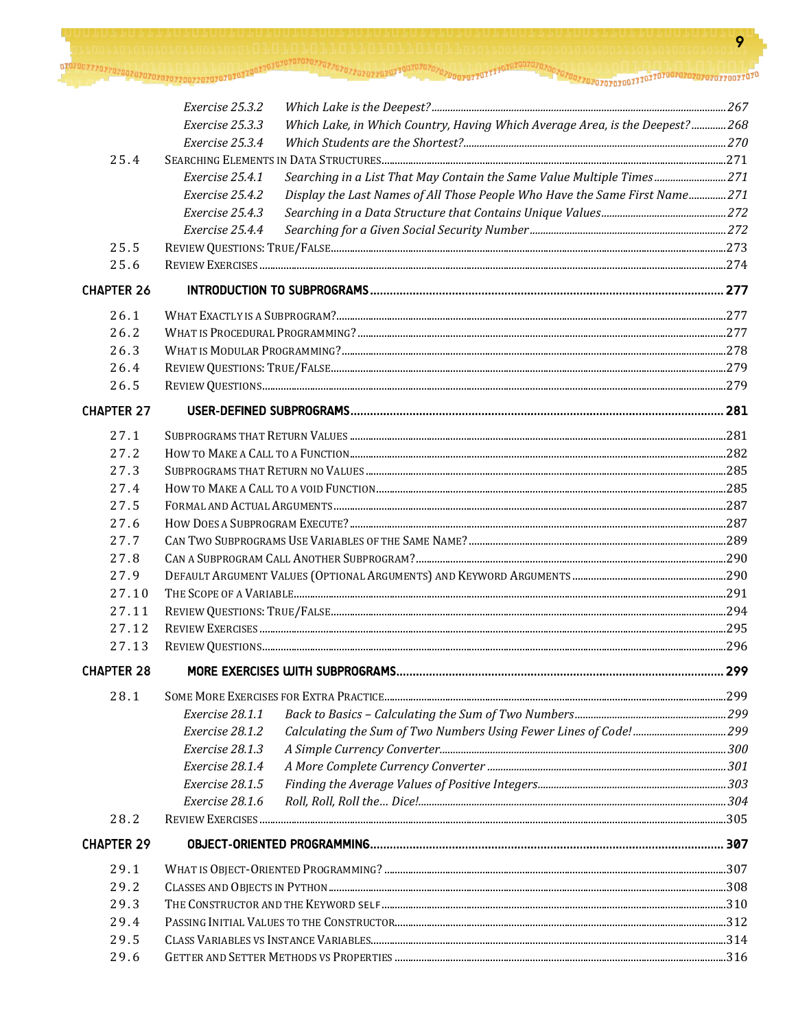| | | |
|---|---|---|
| | *Exercise 25.3.2* *Which Lake is the Deepest?* | *267* |
| | *Exercise 25.3.3* *Which Lake, in Which Country, Having Which Average Area, is the Deepest?* | *268* |
| | *Exercise 25.3.4* *Which Students are the Shortest?* | *270* |
| 25.4 | SEARCHING ELEMENTS IN DATA STRUCTURES | 271 |
| | *Exercise 25.4.1* *Searching in a List That May Contain the Same Value Multiple Times* | *271* |
| | *Exercise 25.4.2* *Display the Last Names of All Those People Who Have the Same First Name* | *271* |
| | *Exercise 25.4.3* *Searching in a Data Structure that Contains Unique Values* | *272* |
| | *Exercise 25.4.4* *Searching for a Given Social Security Number* | *272* |
| 25.5 | REVIEW QUESTIONS: TRUE/FALSE | 273 |
| 25.6 | REVIEW EXERCISES | 274 |

**CHAPTER 26 INTRODUCTION TO SUBPROGRAMS ..... 277**

| | | |
|---|---|---|
| 26.1 | WHAT EXACTLY IS A SUBPROGRAM? | 277 |
| 26.2 | WHAT IS PROCEDURAL PROGRAMMING? | 277 |
| 26.3 | WHAT IS MODULAR PROGRAMMING? | 278 |
| 26.4 | REVIEW QUESTIONS: TRUE/FALSE | 279 |
| 26.5 | REVIEW QUESTIONS | 279 |

**CHAPTER 27 USER-DEFINED SUBPROGRAMS ..... 281**

| | | |
|---|---|---|
| 27.1 | SUBPROGRAMS THAT RETURN VALUES | 281 |
| 27.2 | HOW TO MAKE A CALL TO A FUNCTION | 282 |
| 27.3 | SUBPROGRAMS THAT RETURN NO VALUES | 285 |
| 27.4 | HOW TO MAKE A CALL TO A VOID FUNCTION | 285 |
| 27.5 | FORMAL AND ACTUAL ARGUMENTS | 287 |
| 27.6 | HOW DOES A SUBPROGRAM EXECUTE? | 287 |
| 27.7 | CAN TWO SUBPROGRAMS USE VARIABLES OF THE SAME NAME? | 289 |
| 27.8 | CAN A SUBPROGRAM CALL ANOTHER SUBPROGRAM? | 290 |
| 27.9 | DEFAULT ARGUMENT VALUES (OPTIONAL ARGUMENTS) AND KEYWORD ARGUMENTS | 290 |
| 27.10 | THE SCOPE OF A VARIABLE | 291 |
| 27.11 | REVIEW QUESTIONS: TRUE/FALSE | 294 |
| 27.12 | REVIEW EXERCISES | 295 |
| 27.13 | REVIEW QUESTIONS | 296 |

**CHAPTER 28 MORE EXERCISES WITH SUBPROGRAMS ..... 299**

| | | |
|---|---|---|
| 28.1 | SOME MORE EXERCISES FOR EXTRA PRACTICE | 299 |
| | *Exercise 28.1.1* *Back to Basics – Calculating the Sum of Two Numbers* | *299* |
| | *Exercise 28.1.2* *Calculating the Sum of Two Numbers Using Fewer Lines of Code!* | *299* |
| | *Exercise 28.1.3* *A Simple Currency Converter* | *300* |
| | *Exercise 28.1.4* *A More Complete Currency Converter* | *301* |
| | *Exercise 28.1.5* *Finding the Average Values of Positive Integers* | *303* |
| | *Exercise 28.1.6* *Roll, Roll, Roll the... Dice!* | *304* |
| 28.2 | REVIEW EXERCISES | 305 |

**CHAPTER 29 OBJECT-ORIENTED PROGRAMMING ..... 307**

| | | |
|---|---|---|
| 29.1 | WHAT IS OBJECT-ORIENTED PROGRAMMING? | 307 |
| 29.2 | CLASSES AND OBJECTS IN PYTHON | 308 |
| 29.3 | THE CONSTRUCTOR AND THE KEYWORD SELF | 310 |
| 29.4 | PASSING INITIAL VALUES TO THE CONSTRUCTOR | 312 |
| 29.5 | CLASS VARIABLES VS INSTANCE VARIABLES | 314 |
| 29.6 | GETTER AND SETTER METHODS VS PROPERTIES | 316 |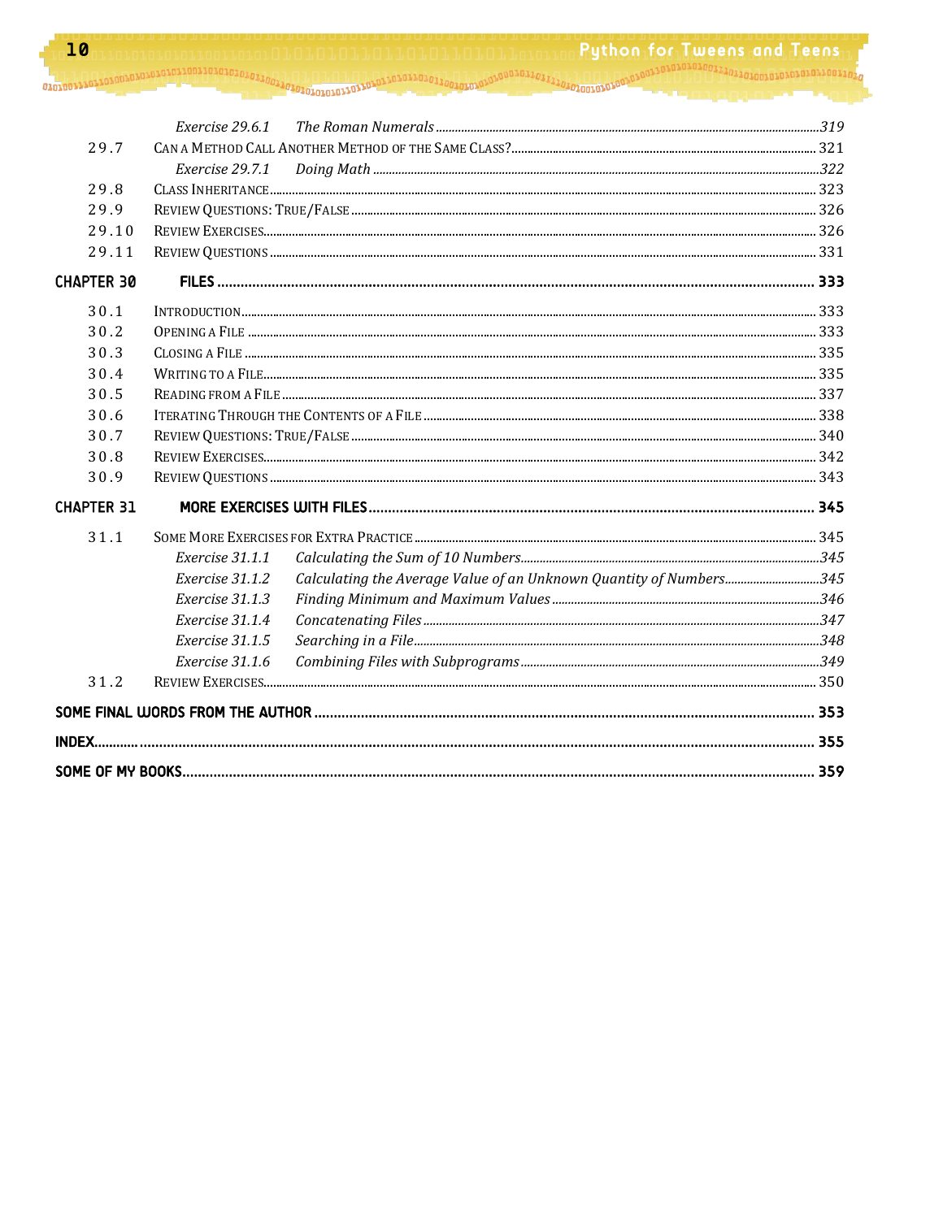| | | |
|---|---|---|
| | *Exercise 29.6.1* *The Roman Numerals* | *319* |
| 29.7 | Can a Method Call Another Method of the Same Class? | 321 |
| | *Exercise 29.7.1* *Doing Math* | *322* |
| 29.8 | Class Inheritance | 323 |
| 29.9 | Review Questions: True/False | 326 |
| 29.10 | Review Exercises | 326 |
| 29.11 | Review Questions | 331 |
| **CHAPTER 30** | **FILES** | **333** |
| 30.1 | Introduction | 333 |
| 30.2 | Opening a File | 333 |
| 30.3 | Closing a File | 335 |
| 30.4 | Writing to a File | 335 |
| 30.5 | Reading from a File | 337 |
| 30.6 | Iterating Through the Contents of a File | 338 |
| 30.7 | Review Questions: True/False | 340 |
| 30.8 | Review Exercises | 342 |
| 30.9 | Review Questions | 343 |
| **CHAPTER 31** | **MORE EXERCISES WITH FILES** | **345** |
| 31.1 | Some More Exercises for Extra Practice | 345 |
| | *Exercise 31.1.1* *Calculating the Sum of 10 Numbers* | *345* |
| | *Exercise 31.1.2* *Calculating the Average Value of an Unknown Quantity of Numbers* | *345* |
| | *Exercise 31.1.3* *Finding Minimum and Maximum Values* | *346* |
| | *Exercise 31.1.4* *Concatenating Files* | *347* |
| | *Exercise 31.1.5* *Searching in a File* | *348* |
| | *Exercise 31.1.6* *Combining Files with Subprograms* | *349* |
| 31.2 | Review Exercises | 350 |
| **SOME FINAL WORDS FROM THE AUTHOR** | | **353** |
| **INDEX** | | **355** |
| **SOME OF MY BOOKS** | | **359** |